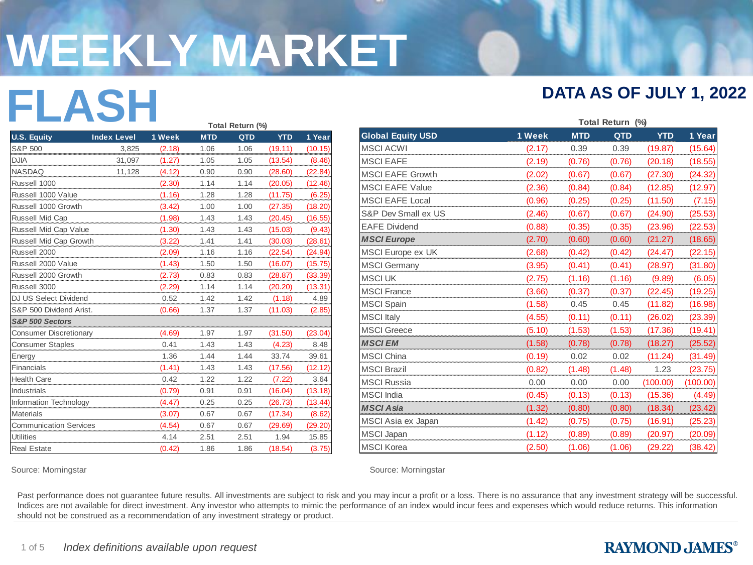# WEEKLY MARKET FLASH

## DATA AS OF JULY 1, 2022

Total Return (%)

| U.S. Equity | Index Level | 1 Week | MTD | QTD | YTD | 1 Year |
|---|---|---|---|---|---|---|
| S&P 500 | 3,825 | (2.18) | 1.06 | 1.06 | (19.11) | (10.15) |
| DJIA | 31,097 | (1.27) | 1.05 | 1.05 | (13.54) | (8.46) |
| NASDAQ | 11,128 | (4.12) | 0.90 | 0.90 | (28.60) | (22.84) |
| Russell 1000 | | (2.30) | 1.14 | 1.14 | (20.05) | (12.46) |
| Russell 1000 Value | | (1.16) | 1.28 | 1.28 | (11.75) | (6.25) |
| Russell 1000 Growth | | (3.42) | 1.00 | 1.00 | (27.35) | (18.20) |
| Russell Mid Cap | | (1.98) | 1.43 | 1.43 | (20.45) | (16.55) |
| Russell Mid Cap Value | | (1.30) | 1.43 | 1.43 | (15.03) | (9.43) |
| Russell Mid Cap Growth | | (3.22) | 1.41 | 1.41 | (30.03) | (28.61) |
| Russell 2000 | | (2.09) | 1.16 | 1.16 | (22.54) | (24.94) |
| Russell 2000 Value | | (1.43) | 1.50 | 1.50 | (16.07) | (15.75) |
| Russell 2000 Growth | | (2.73) | 0.83 | 0.83 | (28.87) | (33.39) |
| Russell 3000 | | (2.29) | 1.14 | 1.14 | (20.20) | (13.31) |
| DJ US Select Dividend | | 0.52 | 1.42 | 1.42 | (1.18) | 4.89 |
| S&P 500 Dividend Arist. | | (0.66) | 1.37 | 1.37 | (11.03) | (2.85) |
| ***S&P 500 Sectors*** | | | | | | |
| Consumer Discretionary | | (4.69) | 1.97 | 1.97 | (31.50) | (23.04) |
| Consumer Staples | | 0.41 | 1.43 | 1.43 | (4.23) | 8.48 |
| Energy | | 1.36 | 1.44 | 1.44 | 33.74 | 39.61 |
| Financials | | (1.41) | 1.43 | 1.43 | (17.56) | (12.12) |
| Health Care | | 0.42 | 1.22 | 1.22 | (7.22) | 3.64 |
| Industrials | | (0.79) | 0.91 | 0.91 | (16.04) | (13.18) |
| Information Technology | | (4.47) | 0.25 | 0.25 | (26.73) | (13.44) |
| Materials | | (3.07) | 0.67 | 0.67 | (17.34) | (8.62) |
| Communication Services | | (4.54) | 0.67 | 0.67 | (29.69) | (29.20) |
| Utilities | | 4.14 | 2.51 | 2.51 | 1.94 | 15.85 |
| Real Estate | | (0.42) | 1.86 | 1.86 | (18.54) | (3.75) |

Source: Morningstar

Total Return (%)

| Global Equity USD | 1 Week | MTD | QTD | YTD | 1 Year |
|---|---|---|---|---|---|
| MSCI ACWI | (2.17) | 0.39 | 0.39 | (19.87) | (15.64) |
| MSCI EAFE | (2.19) | (0.76) | (0.76) | (20.18) | (18.55) |
| MSCI EAFE Growth | (2.02) | (0.67) | (0.67) | (27.30) | (24.32) |
| MSCI EAFE Value | (2.36) | (0.84) | (0.84) | (12.85) | (12.97) |
| MSCI EAFE Local | (0.96) | (0.25) | (0.25) | (11.50) | (7.15) |
| S&P Dev Small ex US | (2.46) | (0.67) | (0.67) | (24.90) | (25.53) |
| EAFE Dividend | (0.88) | (0.35) | (0.35) | (23.96) | (22.53) |
| ***MSCI Europe*** | (2.70) | (0.60) | (0.60) | (21.27) | (18.65) |
| MSCI Europe ex UK | (2.68) | (0.42) | (0.42) | (24.47) | (22.15) |
| MSCI Germany | (3.95) | (0.41) | (0.41) | (28.97) | (31.80) |
| MSCI UK | (2.75) | (1.16) | (1.16) | (9.89) | (6.05) |
| MSCI France | (3.66) | (0.37) | (0.37) | (22.45) | (19.25) |
| MSCI Spain | (1.58) | 0.45 | 0.45 | (11.82) | (16.98) |
| MSCI Italy | (4.55) | (0.11) | (0.11) | (26.02) | (23.39) |
| MSCI Greece | (5.10) | (1.53) | (1.53) | (17.36) | (19.41) |
| ***MSCI EM*** | (1.58) | (0.78) | (0.78) | (18.27) | (25.52) |
| MSCI China | (0.19) | 0.02 | 0.02 | (11.24) | (31.49) |
| MSCI Brazil | (0.82) | (1.48) | (1.48) | 1.23 | (23.75) |
| MSCI Russia | 0.00 | 0.00 | 0.00 | (100.00) | (100.00) |
| MSCI India | (0.45) | (0.13) | (0.13) | (15.36) | (4.49) |
| ***MSCI Asia*** | (1.32) | (0.80) | (0.80) | (18.34) | (23.42) |
| MSCI Asia ex Japan | (1.42) | (0.75) | (0.75) | (16.91) | (25.23) |
| MSCI Japan | (1.12) | (0.89) | (0.89) | (20.97) | (20.09) |
| MSCI Korea | (2.50) | (1.06) | (1.06) | (29.22) | (38.42) |

Source: Morningstar

Past performance does not guarantee future results. All investments are subject to risk and you may incur a profit or a loss. There is no assurance that any investment strategy will be successful. Indices are not available for direct investment. Any investor who attempts to mimic the performance of an index would incur fees and expenses which would reduce returns. This information should not be construed as a recommendation of any investment strategy or product.

*Index definitions available upon request*

RAYMOND JAMES®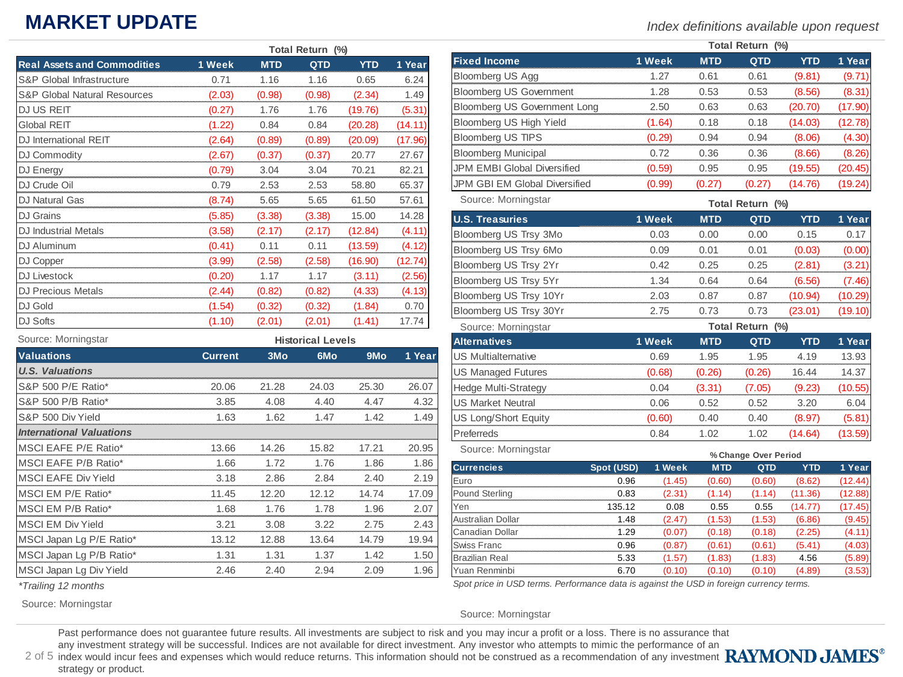# MARKET UPDATE

*Index definitions available upon request*

| Real Assets and Commodities | Total Return (%) 1 Week | MTD | QTD | YTD | 1 Year |
|---|---|---|---|---|---|
| S&P Global Infrastructure | 0.71 | 1.16 | 1.16 | 0.65 | 6.24 |
| S&P Global Natural Resources | (2.03) | (0.98) | (0.98) | (2.34) | 1.49 |
| DJ US REIT | (0.27) | 1.76 | 1.76 | (19.76) | (5.31) |
| Global REIT | (1.22) | 0.84 | 0.84 | (20.28) | (14.11) |
| DJ International REIT | (2.64) | (0.89) | (0.89) | (20.09) | (17.96) |
| DJ Commodity | (2.67) | (0.37) | (0.37) | 20.77 | 27.67 |
| DJ Energy | (0.79) | 3.04 | 3.04 | 70.21 | 82.21 |
| DJ Crude Oil | 0.79 | 2.53 | 2.53 | 58.80 | 65.37 |
| DJ Natural Gas | (8.74) | 5.65 | 5.65 | 61.50 | 57.61 |
| DJ Grains | (5.85) | (3.38) | (3.38) | 15.00 | 14.28 |
| DJ Industrial Metals | (3.58) | (2.17) | (2.17) | (12.84) | (4.11) |
| DJ Aluminum | (0.41) | 0.11 | 0.11 | (13.59) | (4.12) |
| DJ Copper | (3.99) | (2.58) | (2.58) | (16.90) | (12.74) |
| DJ Livestock | (0.20) | 1.17 | 1.17 | (3.11) | (2.56) |
| DJ Precious Metals | (2.44) | (0.82) | (0.82) | (4.33) | (4.13) |
| DJ Gold | (1.54) | (0.32) | (0.32) | (1.84) | 0.70 |
| DJ Softs | (1.10) | (2.01) | (2.01) | (1.41) | 17.74 |

Source: Morningstar

| Valuations | Current | Historical Levels 3Mo | 6Mo | 9Mo | 1 Year |
|---|---|---|---|---|---|
| ***U.S. Valuations*** | | | | | |
| S&P 500 P/E Ratio* | 20.06 | 21.28 | 24.03 | 25.30 | 26.07 |
| S&P 500 P/B Ratio* | 3.85 | 4.08 | 4.40 | 4.47 | 4.32 |
| S&P 500 Div Yield | 1.63 | 1.62 | 1.47 | 1.42 | 1.49 |
| ***International Valuations*** | | | | | |
| MSCI EAFE P/E Ratio* | 13.66 | 14.26 | 15.82 | 17.21 | 20.95 |
| MSCI EAFE P/B Ratio* | 1.66 | 1.72 | 1.76 | 1.86 | 1.86 |
| MSCI EAFE Div Yield | 3.18 | 2.86 | 2.84 | 2.40 | 2.19 |
| MSCI EM P/E Ratio* | 11.45 | 12.20 | 12.12 | 14.74 | 17.09 |
| MSCI EM P/B Ratio* | 1.68 | 1.76 | 1.78 | 1.96 | 2.07 |
| MSCI EM Div Yield | 3.21 | 3.08 | 3.22 | 2.75 | 2.43 |
| MSCI Japan Lg P/E Ratio* | 13.12 | 12.88 | 13.64 | 14.79 | 19.94 |
| MSCI Japan Lg P/B Ratio* | 1.31 | 1.31 | 1.37 | 1.42 | 1.50 |
| MSCI Japan Lg Div Yield | 2.46 | 2.40 | 2.94 | 2.09 | 1.96 |

*\*Trailing 12 months*

Source: Morningstar

| Fixed Income | Total Return (%) 1 Week | MTD | QTD | YTD | 1 Year |
|---|---|---|---|---|---|
| Bloomberg US Agg | 1.27 | 0.61 | 0.61 | (9.81) | (9.71) |
| Bloomberg US Government | 1.28 | 0.53 | 0.53 | (8.56) | (8.31) |
| Bloomberg US Government Long | 2.50 | 0.63 | 0.63 | (20.70) | (17.90) |
| Bloomberg US High Yield | (1.64) | 0.18 | 0.18 | (14.03) | (12.78) |
| Bloomberg US TIPS | (0.29) | 0.94 | 0.94 | (8.06) | (4.30) |
| Bloomberg Municipal | 0.72 | 0.36 | 0.36 | (8.66) | (8.26) |
| JPM EMBI Global Diversified | (0.59) | 0.95 | 0.95 | (19.55) | (20.45) |
| JPM GBI EM Global Diversified | (0.99) | (0.27) | (0.27) | (14.76) | (19.24) |

Source: Morningstar

| U.S. Treasuries | Total Return (%) 1 Week | MTD | QTD | YTD | 1 Year |
|---|---|---|---|---|---|
| Bloomberg US Trsy 3Mo | 0.03 | 0.00 | 0.00 | 0.15 | 0.17 |
| Bloomberg US Trsy 6Mo | 0.09 | 0.01 | 0.01 | (0.03) | (0.00) |
| Bloomberg US Trsy 2Yr | 0.42 | 0.25 | 0.25 | (2.81) | (3.21) |
| Bloomberg US Trsy 5Yr | 1.34 | 0.64 | 0.64 | (6.56) | (7.46) |
| Bloomberg US Trsy 10Yr | 2.03 | 0.87 | 0.87 | (10.94) | (10.29) |
| Bloomberg US Trsy 30Yr | 2.75 | 0.73 | 0.73 | (23.01) | (19.10) |

Source: Morningstar

| Alternatives | Total Return (%) 1 Week | MTD | QTD | YTD | 1 Year |
|---|---|---|---|---|---|
| US Multialternative | 0.69 | 1.95 | 1.95 | 4.19 | 13.93 |
| US Managed Futures | (0.68) | (0.26) | (0.26) | 16.44 | 14.37 |
| Hedge Multi-Strategy | 0.04 | (3.31) | (7.05) | (9.23) | (10.55) |
| US Market Neutral | 0.06 | 0.52 | 0.52 | 3.20 | 6.04 |
| US Long/Short Equity | (0.60) | 0.40 | 0.40 | (8.97) | (5.81) |
| Preferreds | 0.84 | 1.02 | 1.02 | (14.64) | (13.59) |

Source: Morningstar

| Currencies | Spot (USD) | % Change Over Period 1 Week | MTD | QTD | YTD | 1 Year |
|---|---|---|---|---|---|---|
| Euro | 0.96 | (1.45) | (0.60) | (0.60) | (8.62) | (12.44) |
| Pound Sterling | 0.83 | (2.31) | (1.14) | (1.14) | (11.36) | (12.88) |
| Yen | 135.12 | 0.08 | 0.55 | 0.55 | (14.77) | (17.45) |
| Australian Dollar | 1.48 | (2.47) | (1.53) | (1.53) | (6.86) | (9.45) |
| Canadian Dollar | 1.29 | (0.07) | (0.18) | (0.18) | (2.25) | (4.11) |
| Swiss Franc | 0.96 | (0.87) | (0.61) | (0.61) | (5.41) | (4.03) |
| Brazilian Real | 5.33 | (1.57) | (1.83) | (1.83) | 4.56 | (5.89) |
| Yuan Renminbi | 6.70 | (0.10) | (0.10) | (0.10) | (4.89) | (3.53) |

*Spot price in USD terms. Performance data is against the USD in foreign currency terms.*

Source: Morningstar

Past performance does not guarantee future results. All investments are subject to risk and you may incur a profit or a loss. There is no assurance that any investment strategy will be successful. Indices are not available for direct investment. Any investor who attempts to mimic the performance of an index would incur fees and expenses which would reduce returns. This information should not be construed as a recommendation of any investment strategy or product.

RAYMOND JAMES®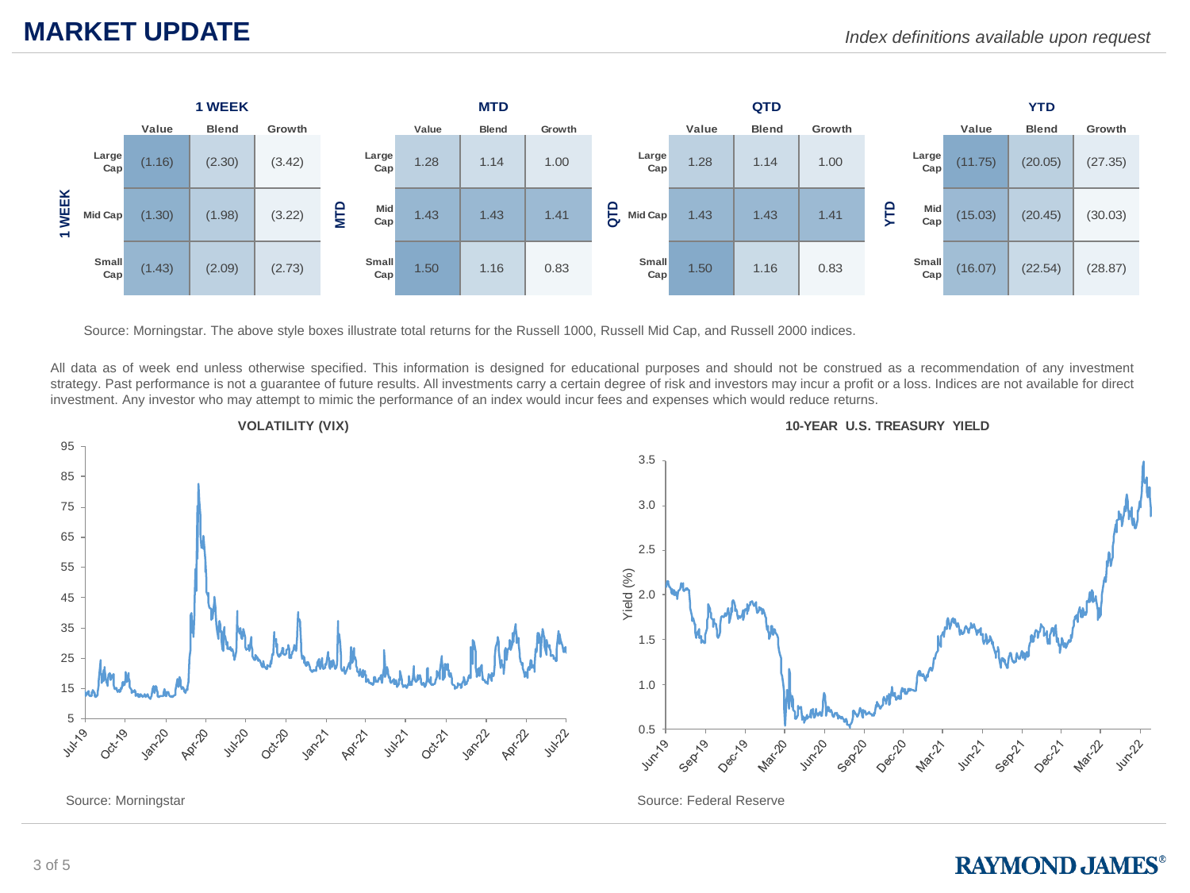# MARKET UPDATE

*Index definitions available upon request*

**1 WEEK**

| | Value | Blend | Growth |
|---|---|---|---|
| Large Cap | (1.16) | (2.30) | (3.42) |
| Mid Cap | (1.30) | (1.98) | (3.22) |
| Small Cap | (1.43) | (2.09) | (2.73) |

**MTD**

| | Value | Blend | Growth |
|---|---|---|---|
| Large Cap | 1.28 | 1.14 | 1.00 |
| Mid Cap | 1.43 | 1.43 | 1.41 |
| Small Cap | 1.50 | 1.16 | 0.83 |

**QTD**

| | Value | Blend | Growth |
|---|---|---|---|
| Large Cap | 1.28 | 1.14 | 1.00 |
| Mid Cap | 1.43 | 1.43 | 1.41 |
| Small Cap | 1.50 | 1.16 | 0.83 |

**YTD**

| | Value | Blend | Growth |
|---|---|---|---|
| Large Cap | (11.75) | (20.05) | (27.35) |
| Mid Cap | (15.03) | (20.45) | (30.03) |
| Small Cap | (16.07) | (22.54) | (28.87) |

Source: Morningstar. The above style boxes illustrate total returns for the Russell 1000, Russell Mid Cap, and Russell 2000 indices.

All data as of week end unless otherwise specified. This information is designed for educational purposes and should not be construed as a recommendation of any investment strategy. Past performance is not a guarantee of future results. All investments carry a certain degree of risk and investors may incur a profit or a loss. Indices are not available for direct investment. Any investor who may attempt to mimic the performance of an index would incur fees and expenses which would reduce returns.

**VOLATILITY (VIX)**

Source: Morningstar

**10-YEAR U.S. TREASURY YIELD**

Source: Federal Reserve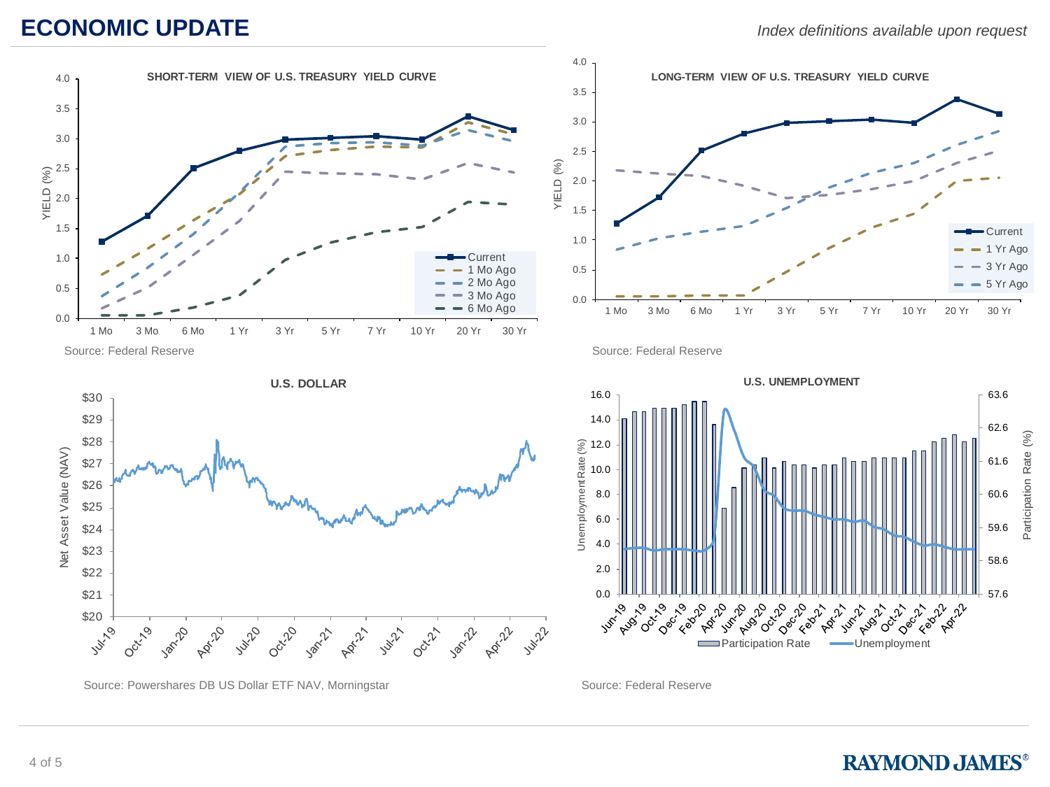# ECONOMIC UPDATE

*Index definitions available upon request*

**SHORT-TERM VIEW OF U.S. TREASURY YIELD CURVE**

Source: Federal Reserve

**LONG-TERM VIEW OF U.S. TREASURY YIELD CURVE**

Source: Federal Reserve

**U.S. DOLLAR**

Source: Powershares DB US Dollar ETF NAV, Morningstar

**U.S. UNEMPLOYMENT**

Source: Federal Reserve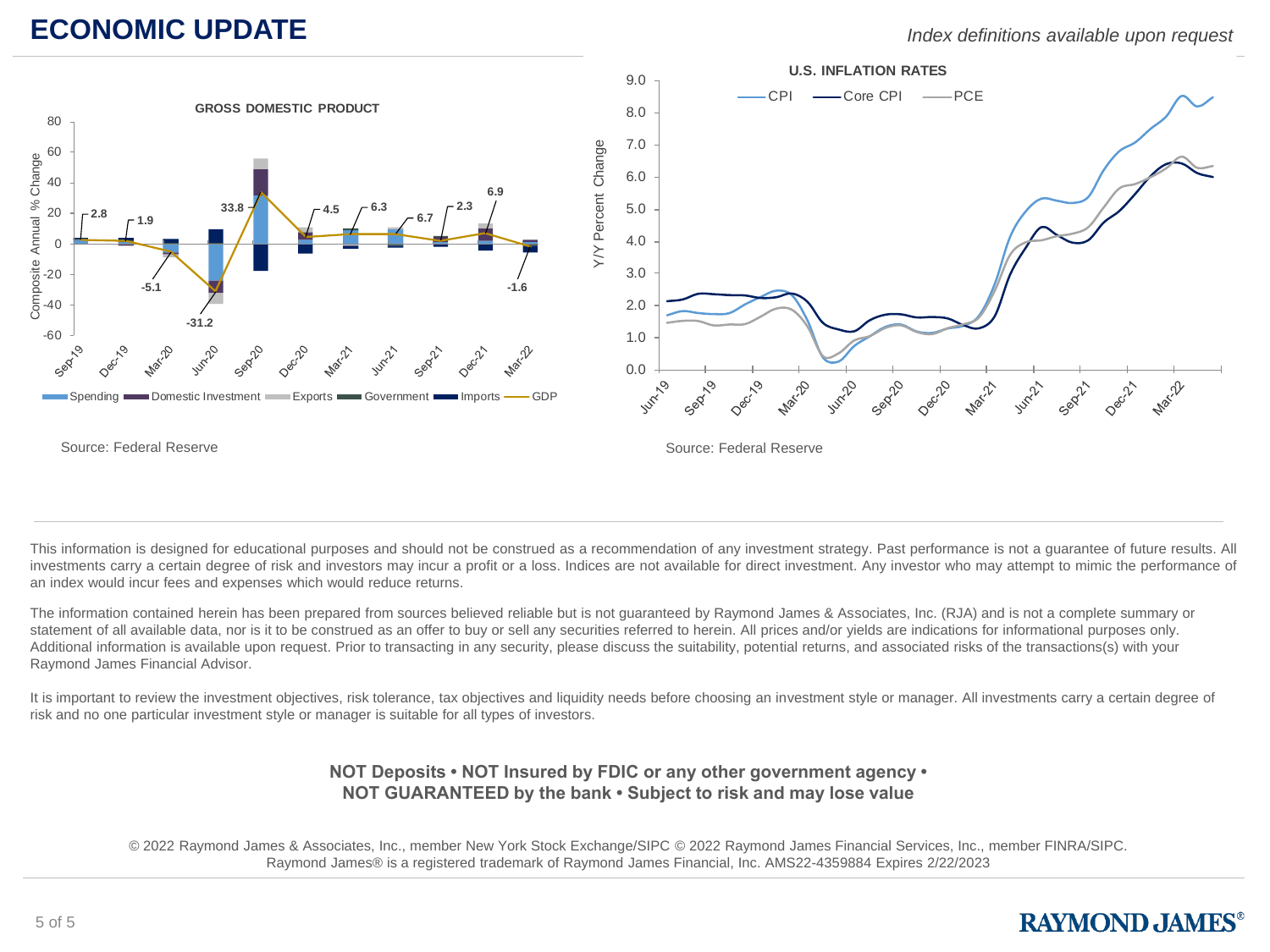# ECONOMIC UPDATE

*Index definitions available upon request*

**GROSS DOMESTIC PRODUCT**

Composite Annual % Change

80
60
40
20
0
-20
-40
-60

2.8
1.9
-5.1
-31.2
33.8
4.5
6.3
6.7
2.3
6.9
-1.6

Sep-19
Dec-19
Mar-20
Jun-20
Sep-20
Dec-20
Mar-21
Jun-21
Sep-21
Dec-21
Mar-22

Spending
Domestic Investment
Exports
Government
Imports
GDP

Source: Federal Reserve

**U.S. INFLATION RATES**

CPI
Core CPI
PCE

Y/Y Percent Change

9.0
8.0
7.0
6.0
5.0
4.0
3.0
2.0
1.0
0.0

Jun-19
Sep-19
Dec-19
Mar-20
Jun-20
Sep-20
Dec-20
Mar-21
Jun-21
Sep-21
Dec-21
Mar-22

Source: Federal Reserve

This information is designed for educational purposes and should not be construed as a recommendation of any investment strategy. Past performance is not a guarantee of future results. All investments carry a certain degree of risk and investors may incur a profit or a loss. Indices are not available for direct investment. Any investor who may attempt to mimic the performance of an index would incur fees and expenses which would reduce returns.

The information contained herein has been prepared from sources believed reliable but is not guaranteed by Raymond James & Associates, Inc. (RJA) and is not a complete summary or statement of all available data, nor is it to be construed as an offer to buy or sell any securities referred to herein. All prices and/or yields are indications for informational purposes only. Additional information is available upon request. Prior to transacting in any security, please discuss the suitability, potential returns, and associated risks of the transactions(s) with your Raymond James Financial Advisor.

It is important to review the investment objectives, risk tolerance, tax objectives and liquidity needs before choosing an investment style or manager. All investments carry a certain degree of risk and no one particular investment style or manager is suitable for all types of investors.

**NOT Deposits • NOT Insured by FDIC or any other government agency •**
**NOT GUARANTEED by the bank • Subject to risk and may lose value**

© 2022 Raymond James & Associates, Inc., member New York Stock Exchange/SIPC © 2022 Raymond James Financial Services, Inc., member FINRA/SIPC.
Raymond James® is a registered trademark of Raymond James Financial, Inc. AMS22-4359884 Expires 2/22/2023

RAYMOND JAMES®